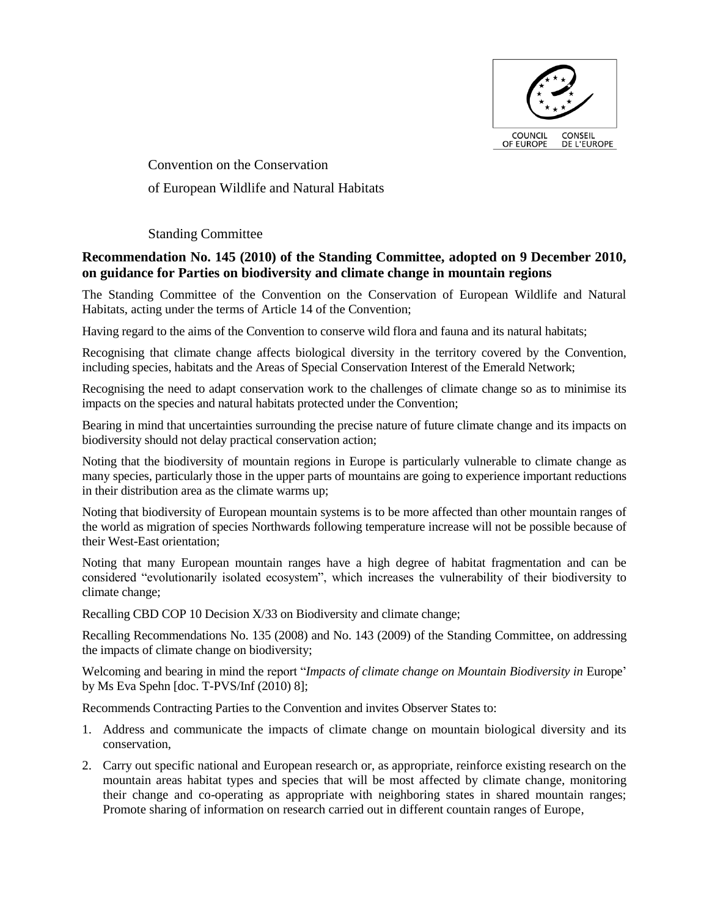COUNCIL OF EUROPE CONSEIL DE L'EUROPE

Convention on the Conservation

of European Wildlife and Natural Habitats

Standing Committee

**Recommendation No. 145 (2010) of the Standing Committee, adopted on 9 December 2010, on guidance for Parties on biodiversity and climate change in mountain regions**

The Standing Committee of the Convention on the Conservation of European Wildlife and Natural Habitats, acting under the terms of Article 14 of the Convention;

Having regard to the aims of the Convention to conserve wild flora and fauna and its natural habitats;

Recognising that climate change affects biological diversity in the territory covered by the Convention, including species, habitats and the Areas of Special Conservation Interest of the Emerald Network;

Recognising the need to adapt conservation work to the challenges of climate change so as to minimise its impacts on the species and natural habitats protected under the Convention;

Bearing in mind that uncertainties surrounding the precise nature of future climate change and its impacts on biodiversity should not delay practical conservation action;

Noting that the biodiversity of mountain regions in Europe is particularly vulnerable to climate change as many species, particularly those in the upper parts of mountains are going to experience important reductions in their distribution area as the climate warms up;

Noting that biodiversity of European mountain systems is to be more affected than other mountain ranges of the world as migration of species Northwards following temperature increase will not be possible because of their West-East orientation;

Noting that many European mountain ranges have a high degree of habitat fragmentation and can be considered "evolutionarily isolated ecosystem", which increases the vulnerability of their biodiversity to climate change;

Recalling CBD COP 10 Decision X/33 on Biodiversity and climate change;

Recalling Recommendations No. 135 (2008) and No. 143 (2009) of the Standing Committee, on addressing the impacts of climate change on biodiversity;

Welcoming and bearing in mind the report "*Impacts of climate change on Mountain Biodiversity in* Europe' by Ms Eva Spehn [doc. T-PVS/Inf (2010) 8];

Recommends Contracting Parties to the Convention and invites Observer States to:

1. Address and communicate the impacts of climate change on mountain biological diversity and its conservation,
2. Carry out specific national and European research or, as appropriate, reinforce existing research on the mountain areas habitat types and species that will be most affected by climate change, monitoring their change and co-operating as appropriate with neighboring states in shared mountain ranges; Promote sharing of information on research carried out in different countain ranges of Europe,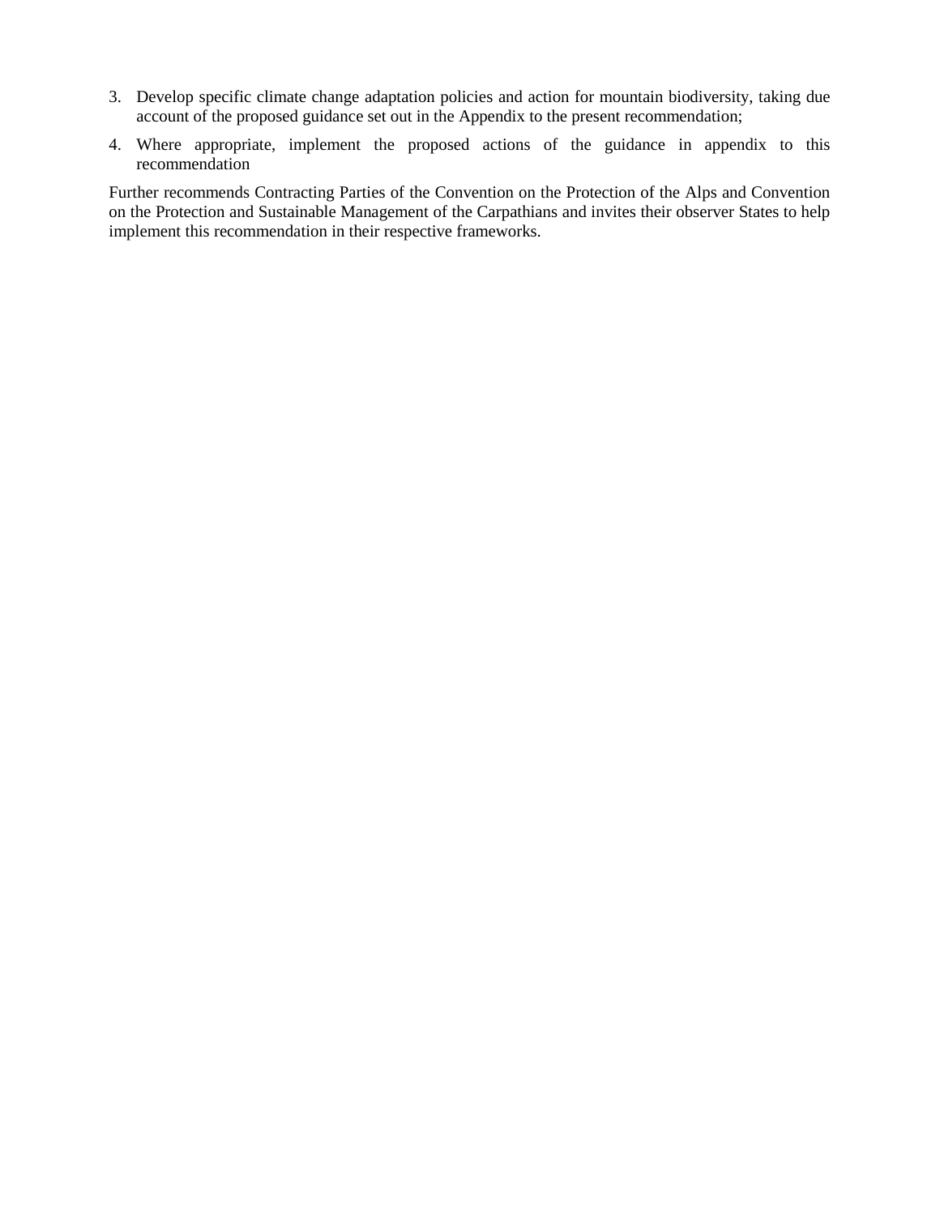3. Develop specific climate change adaptation policies and action for mountain biodiversity, taking due account of the proposed guidance set out in the Appendix to the present recommendation;
4. Where appropriate, implement the proposed actions of the guidance in appendix to this recommendation

Further recommends Contracting Parties of the Convention on the Protection of the Alps and Convention on the Protection and Sustainable Management of the Carpathians and invites their observer States to help implement this recommendation in their respective frameworks.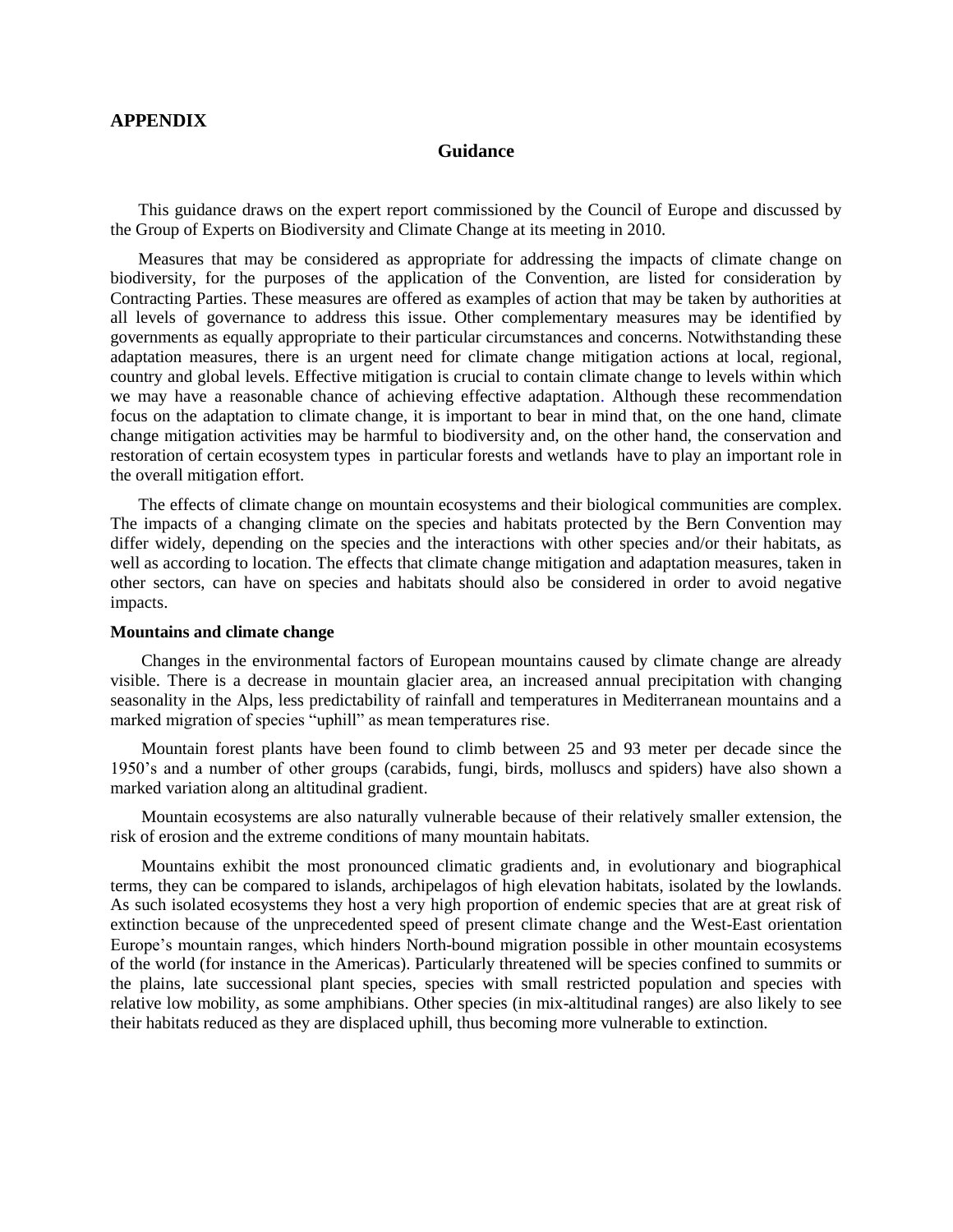## APPENDIX

### Guidance

This guidance draws on the expert report commissioned by the Council of Europe and discussed by the Group of Experts on Biodiversity and Climate Change at its meeting in 2010.

Measures that may be considered as appropriate for addressing the impacts of climate change on biodiversity, for the purposes of the application of the Convention, are listed for consideration by Contracting Parties. These measures are offered as examples of action that may be taken by authorities at all levels of governance to address this issue. Other complementary measures may be identified by governments as equally appropriate to their particular circumstances and concerns. Notwithstanding these adaptation measures, there is an urgent need for climate change mitigation actions at local, regional, country and global levels. Effective mitigation is crucial to contain climate change to levels within which we may have a reasonable chance of achieving effective adaptation. Although these recommendation focus on the adaptation to climate change, it is important to bear in mind that, on the one hand, climate change mitigation activities may be harmful to biodiversity and, on the other hand, the conservation and restoration of certain ecosystem types in particular forests and wetlands have to play an important role in the overall mitigation effort.

The effects of climate change on mountain ecosystems and their biological communities are complex. The impacts of a changing climate on the species and habitats protected by the Bern Convention may differ widely, depending on the species and the interactions with other species and/or their habitats, as well as according to location. The effects that climate change mitigation and adaptation measures, taken in other sectors, can have on species and habitats should also be considered in order to avoid negative impacts.

**Mountains and climate change**

Changes in the environmental factors of European mountains caused by climate change are already visible. There is a decrease in mountain glacier area, an increased annual precipitation with changing seasonality in the Alps, less predictability of rainfall and temperatures in Mediterranean mountains and a marked migration of species "uphill" as mean temperatures rise.

Mountain forest plants have been found to climb between 25 and 93 meter per decade since the 1950's and a number of other groups (carabids, fungi, birds, molluscs and spiders) have also shown a marked variation along an altitudinal gradient.

Mountain ecosystems are also naturally vulnerable because of their relatively smaller extension, the risk of erosion and the extreme conditions of many mountain habitats.

Mountains exhibit the most pronounced climatic gradients and, in evolutionary and biographical terms, they can be compared to islands, archipelagos of high elevation habitats, isolated by the lowlands. As such isolated ecosystems they host a very high proportion of endemic species that are at great risk of extinction because of the unprecedented speed of present climate change and the West-East orientation Europe's mountain ranges, which hinders North-bound migration possible in other mountain ecosystems of the world (for instance in the Americas). Particularly threatened will be species confined to summits or the plains, late successional plant species, species with small restricted population and species with relative low mobility, as some amphibians. Other species (in mix-altitudinal ranges) are also likely to see their habitats reduced as they are displaced uphill, thus becoming more vulnerable to extinction.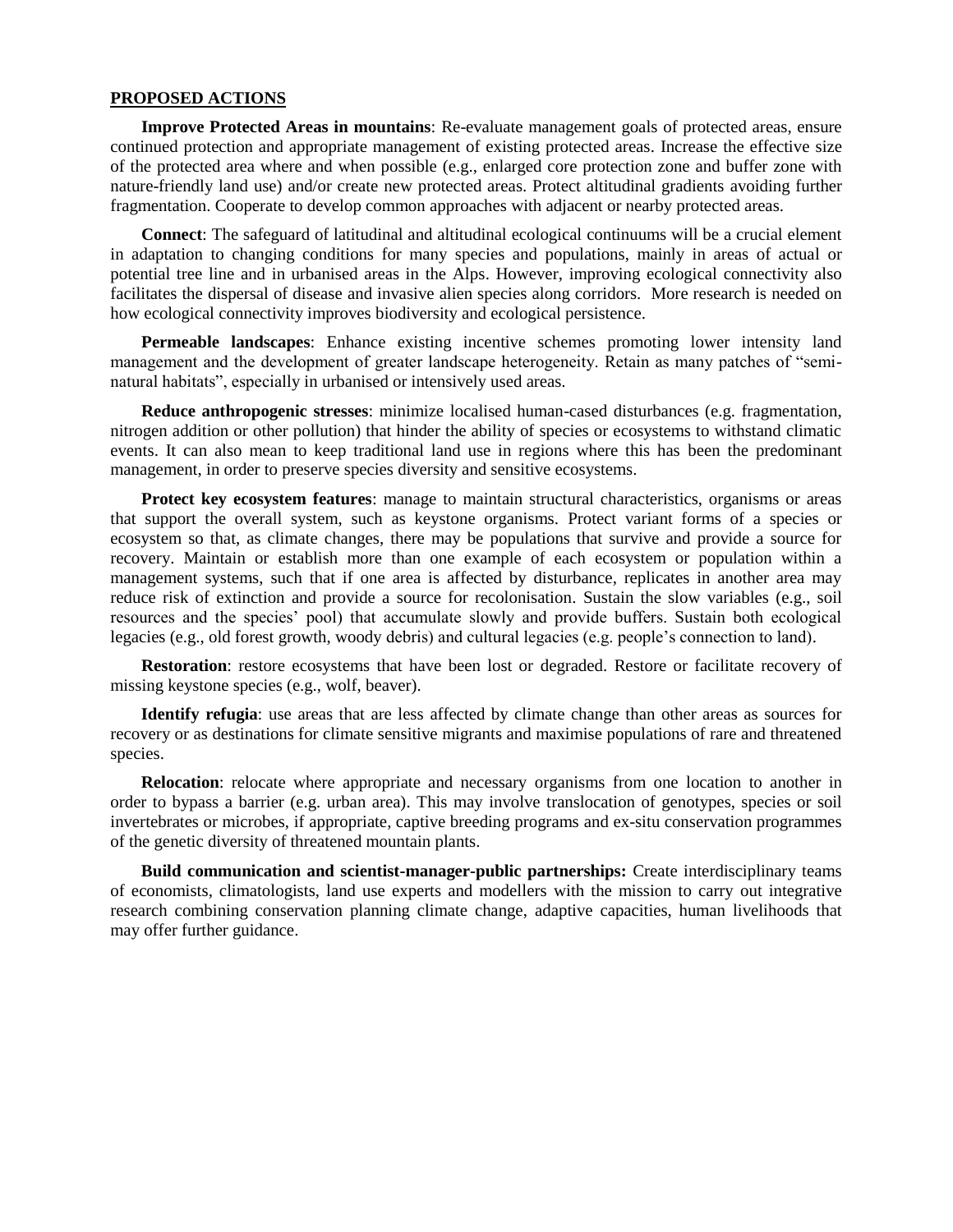## PROPOSED ACTIONS

**Improve Protected Areas in mountains**: Re-evaluate management goals of protected areas, ensure continued protection and appropriate management of existing protected areas. Increase the effective size of the protected area where and when possible (e.g., enlarged core protection zone and buffer zone with nature-friendly land use) and/or create new protected areas. Protect altitudinal gradients avoiding further fragmentation. Cooperate to develop common approaches with adjacent or nearby protected areas.

**Connect**: The safeguard of latitudinal and altitudinal ecological continuums will be a crucial element in adaptation to changing conditions for many species and populations, mainly in areas of actual or potential tree line and in urbanised areas in the Alps. However, improving ecological connectivity also facilitates the dispersal of disease and invasive alien species along corridors. More research is needed on how ecological connectivity improves biodiversity and ecological persistence.

**Permeable landscapes**: Enhance existing incentive schemes promoting lower intensity land management and the development of greater landscape heterogeneity. Retain as many patches of "semi-natural habitats", especially in urbanised or intensively used areas.

**Reduce anthropogenic stresses**: minimize localised human-cased disturbances (e.g. fragmentation, nitrogen addition or other pollution) that hinder the ability of species or ecosystems to withstand climatic events. It can also mean to keep traditional land use in regions where this has been the predominant management, in order to preserve species diversity and sensitive ecosystems.

**Protect key ecosystem features**: manage to maintain structural characteristics, organisms or areas that support the overall system, such as keystone organisms. Protect variant forms of a species or ecosystem so that, as climate changes, there may be populations that survive and provide a source for recovery. Maintain or establish more than one example of each ecosystem or population within a management systems, such that if one area is affected by disturbance, replicates in another area may reduce risk of extinction and provide a source for recolonisation. Sustain the slow variables (e.g., soil resources and the species' pool) that accumulate slowly and provide buffers. Sustain both ecological legacies (e.g., old forest growth, woody debris) and cultural legacies (e.g. people's connection to land).

**Restoration**: restore ecosystems that have been lost or degraded. Restore or facilitate recovery of missing keystone species (e.g., wolf, beaver).

**Identify refugia**: use areas that are less affected by climate change than other areas as sources for recovery or as destinations for climate sensitive migrants and maximise populations of rare and threatened species.

**Relocation**: relocate where appropriate and necessary organisms from one location to another in order to bypass a barrier (e.g. urban area). This may involve translocation of genotypes, species or soil invertebrates or microbes, if appropriate, captive breeding programs and ex-situ conservation programmes of the genetic diversity of threatened mountain plants.

**Build communication and scientist-manager-public partnerships:** Create interdisciplinary teams of economists, climatologists, land use experts and modellers with the mission to carry out integrative research combining conservation planning climate change, adaptive capacities, human livelihoods that may offer further guidance.